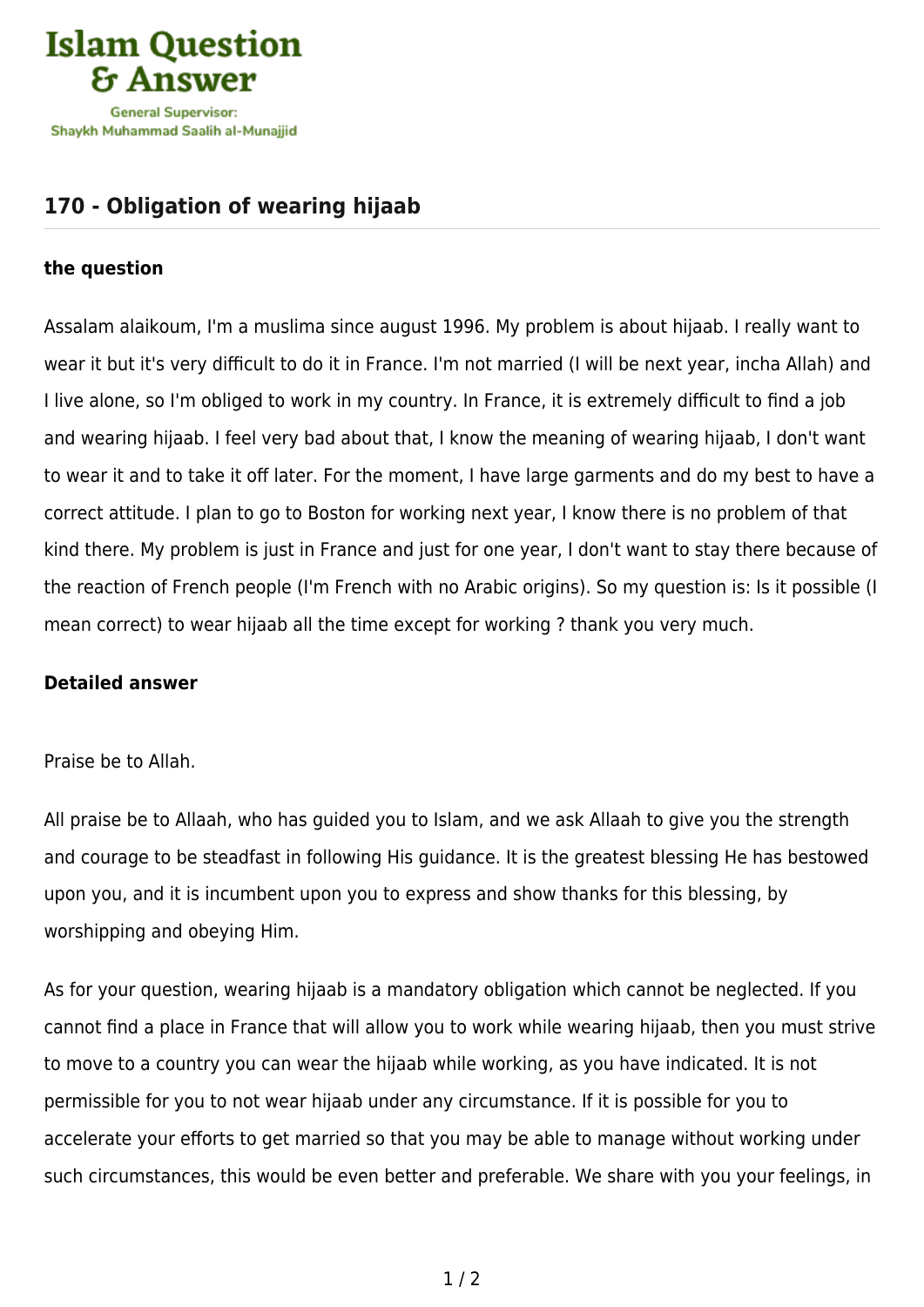# 170 - Obligation of wearing hijaab

### the question

Assalam alaikoum, I'm a muslima since august 1996. My problem is about hijaab. I really want to wear it but it's very difficult to do it in France. I'm not married (I will be next year, incha Allah) and I live alone, so I'm obliged to work in my country. In France, it is extremely difficult to find a job and wearing hijaab. I feel very bad about that, I know the meaning of wearing hijaab, I don't want to wear it and to take it off later. For the moment, I have large garments and do my best to have a correct attitude. I plan to go to Boston for working next year, I know there is no problem of that kind there. My problem is just in France and just for one year, I don't want to stay there because of the reaction of French people (I'm French with no Arabic origins). So my question is: Is it possible (I mean correct) to wear hijaab all the time except for working ? thank you very much.

### Detailed answer

Praise be to Allah.

All praise be to Allaah, who has guided you to Islam, and we ask Allaah to give you the strength and courage to be steadfast in following His guidance. It is the greatest blessing He has bestowed upon you, and it is incumbent upon you to express and show thanks for this blessing, by worshipping and obeying Him.

As for your question, wearing hijaab is a mandatory obligation which cannot be neglected. If you cannot find a place in France that will allow you to work while wearing hijaab, then you must strive to move to a country you can wear the hijaab while working, as you have indicated. It is not permissible for you to not wear hijaab under any circumstance. If it is possible for you to accelerate your efforts to get married so that you may be able to manage without working under such circumstances, this would be even better and preferable. We share with you your feelings, in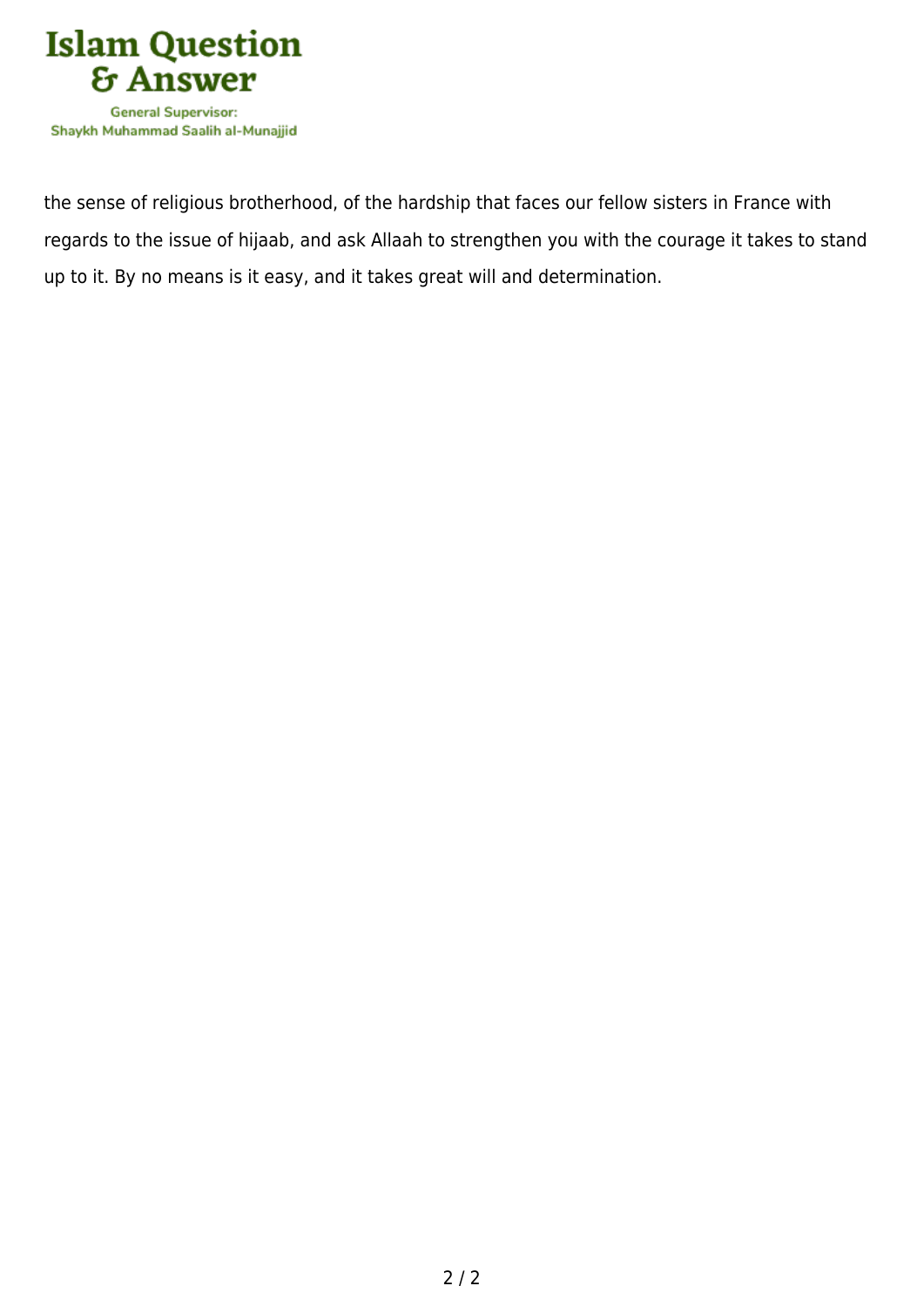the sense of religious brotherhood, of the hardship that faces our fellow sisters in France with regards to the issue of hijaab, and ask Allaah to strengthen you with the courage it takes to stand up to it. By no means is it easy, and it takes great will and determination.